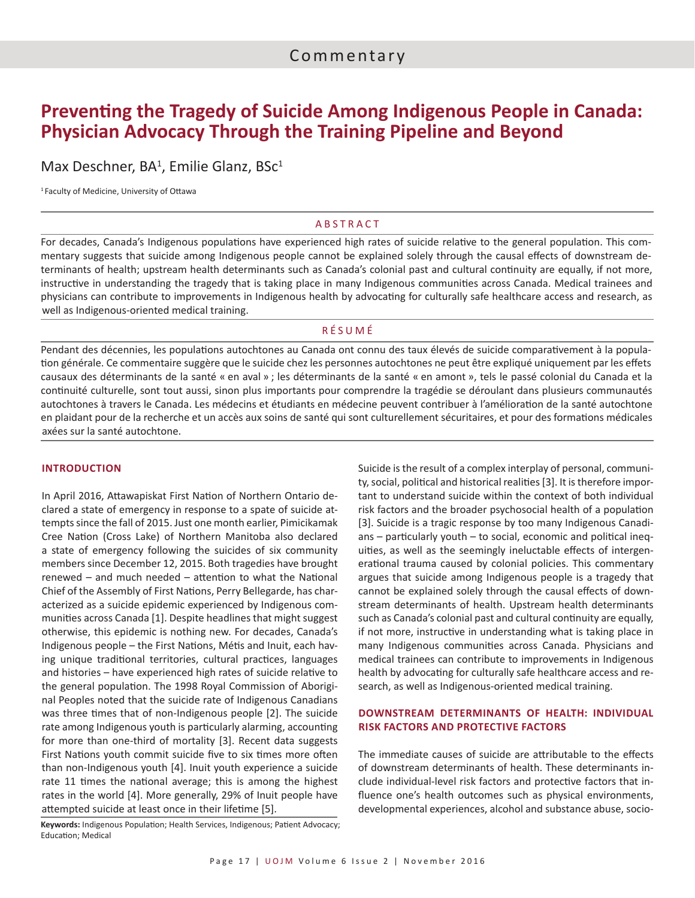Commentary

# Preventing the Tragedy of Suicide Among Indigenous People in Canada: Physician Advocacy Through the Training Pipeline and Beyond

Max Deschner, BA[1], Emilie Glanz, BSc[1]

[1] Faculty of Medicine, University of Ottawa

## ABSTRACT

For decades, Canada's Indigenous populations have experienced high rates of suicide relative to the general population. This commentary suggests that suicide among Indigenous people cannot be explained solely through the causal effects of downstream determinants of health; upstream health determinants such as Canada's colonial past and cultural continuity are equally, if not more, instructive in understanding the tragedy that is taking place in many Indigenous communities across Canada. Medical trainees and physicians can contribute to improvements in Indigenous health by advocating for culturally safe healthcare access and research, as well as Indigenous-oriented medical training.

## RÉSUMÉ

Pendant des décennies, les populations autochtones au Canada ont connu des taux élevés de suicide comparativement à la population générale. Ce commentaire suggère que le suicide chez les personnes autochtones ne peut être expliqué uniquement par les effets causaux des déterminants de la santé « en aval » ; les déterminants de la santé « en amont », tels le passé colonial du Canada et la continuité culturelle, sont tout aussi, sinon plus importants pour comprendre la tragédie se déroulant dans plusieurs communautés autochtones à travers le Canada. Les médecins et étudiants en médecine peuvent contribuer à l'amélioration de la santé autochtone en plaidant pour de la recherche et un accès aux soins de santé qui sont culturellement sécuritaires, et pour des formations médicales axées sur la santé autochtone.

## INTRODUCTION

In April 2016, Attawapiskat First Nation of Northern Ontario declared a state of emergency in response to a spate of suicide attempts since the fall of 2015. Just one month earlier, Pimicikamak Cree Nation (Cross Lake) of Northern Manitoba also declared a state of emergency following the suicides of six community members since December 12, 2015. Both tragedies have brought renewed – and much needed – attention to what the National Chief of the Assembly of First Nations, Perry Bellegarde, has characterized as a suicide epidemic experienced by Indigenous communities across Canada [1]. Despite headlines that might suggest otherwise, this epidemic is nothing new. For decades, Canada's Indigenous people – the First Nations, Métis and Inuit, each having unique traditional territories, cultural practices, languages and histories – have experienced high rates of suicide relative to the general population. The 1998 Royal Commission of Aboriginal Peoples noted that the suicide rate of Indigenous Canadians was three times that of non-Indigenous people [2]. The suicide rate among Indigenous youth is particularly alarming, accounting for more than one-third of mortality [3]. Recent data suggests First Nations youth commit suicide five to six times more often than non-Indigenous youth [4]. Inuit youth experience a suicide rate 11 times the national average; this is among the highest rates in the world [4]. More generally, 29% of Inuit people have attempted suicide at least once in their lifetime [5].

**Keywords:** Indigenous Population; Health Services, Indigenous; Patient Advocacy; Education; Medical

Suicide is the result of a complex interplay of personal, community, social, political and historical realities [3]. It is therefore important to understand suicide within the context of both individual risk factors and the broader psychosocial health of a population [3]. Suicide is a tragic response by too many Indigenous Canadians – particularly youth – to social, economic and political inequities, as well as the seemingly ineluctable effects of intergenerational trauma caused by colonial policies. This commentary argues that suicide among Indigenous people is a tragedy that cannot be explained solely through the causal effects of downstream determinants of health. Upstream health determinants such as Canada's colonial past and cultural continuity are equally, if not more, instructive in understanding what is taking place in many Indigenous communities across Canada. Physicians and medical trainees can contribute to improvements in Indigenous health by advocating for culturally safe healthcare access and research, as well as Indigenous-oriented medical training.

## DOWNSTREAM DETERMINANTS OF HEALTH: INDIVIDUAL RISK FACTORS AND PROTECTIVE FACTORS

The immediate causes of suicide are attributable to the effects of downstream determinants of health. These determinants include individual-level risk factors and protective factors that influence one's health outcomes such as physical environments, developmental experiences, alcohol and substance abuse, socio-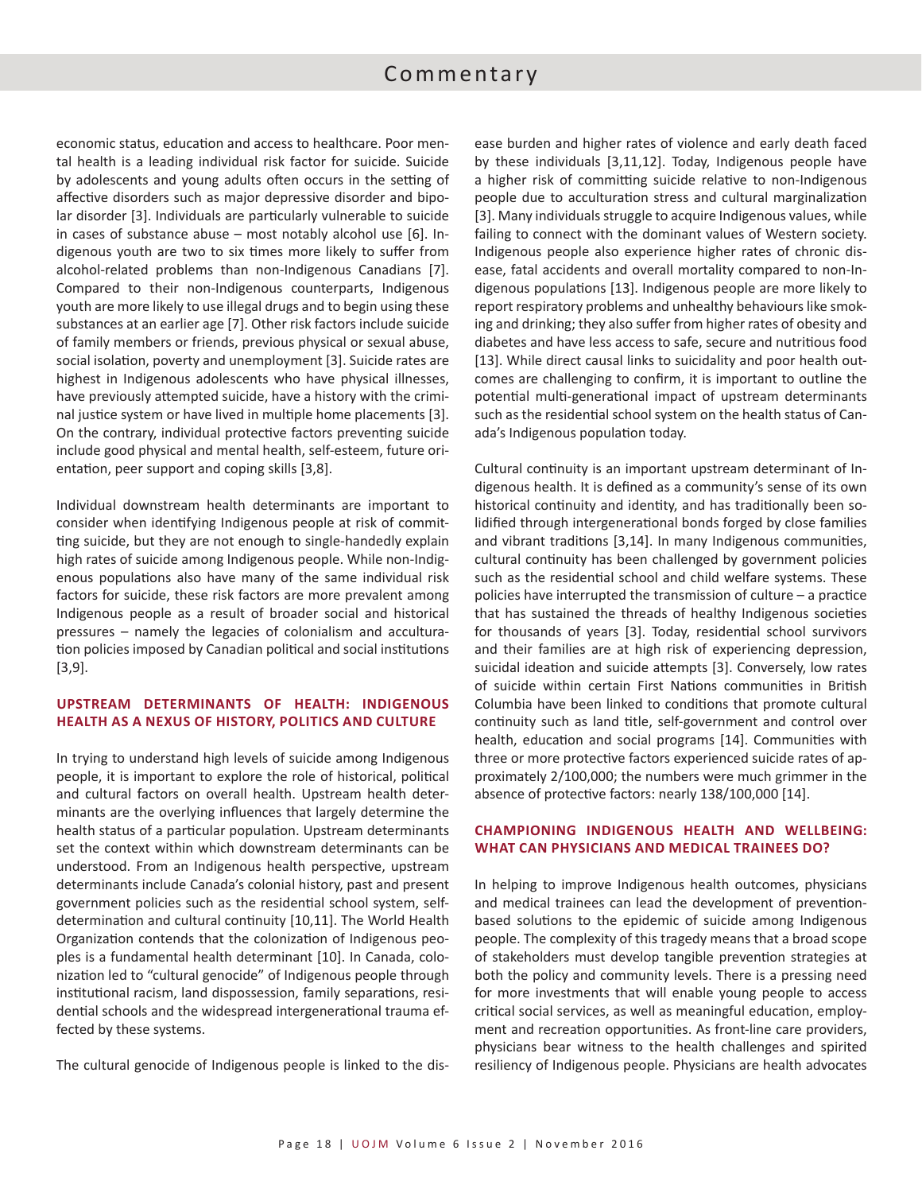economic status, education and access to healthcare. Poor mental health is a leading individual risk factor for suicide. Suicide by adolescents and young adults often occurs in the setting of affective disorders such as major depressive disorder and bipolar disorder [3]. Individuals are particularly vulnerable to suicide in cases of substance abuse – most notably alcohol use [6]. Indigenous youth are two to six times more likely to suffer from alcohol-related problems than non-Indigenous Canadians [7]. Compared to their non-Indigenous counterparts, Indigenous youth are more likely to use illegal drugs and to begin using these substances at an earlier age [7]. Other risk factors include suicide of family members or friends, previous physical or sexual abuse, social isolation, poverty and unemployment [3]. Suicide rates are highest in Indigenous adolescents who have physical illnesses, have previously attempted suicide, have a history with the criminal justice system or have lived in multiple home placements [3]. On the contrary, individual protective factors preventing suicide include good physical and mental health, self-esteem, future orientation, peer support and coping skills [3,8].

Individual downstream health determinants are important to consider when identifying Indigenous people at risk of committing suicide, but they are not enough to single-handedly explain high rates of suicide among Indigenous people. While non-Indigenous populations also have many of the same individual risk factors for suicide, these risk factors are more prevalent among Indigenous people as a result of broader social and historical pressures – namely the legacies of colonialism and acculturation policies imposed by Canadian political and social institutions [3,9].

## UPSTREAM DETERMINANTS OF HEALTH: INDIGENOUS HEALTH AS A NEXUS OF HISTORY, POLITICS AND CULTURE

In trying to understand high levels of suicide among Indigenous people, it is important to explore the role of historical, political and cultural factors on overall health. Upstream health determinants are the overlying influences that largely determine the health status of a particular population. Upstream determinants set the context within which downstream determinants can be understood. From an Indigenous health perspective, upstream determinants include Canada's colonial history, past and present government policies such as the residential school system, self-determination and cultural continuity [10,11]. The World Health Organization contends that the colonization of Indigenous peoples is a fundamental health determinant [10]. In Canada, colonization led to "cultural genocide" of Indigenous people through institutional racism, land dispossession, family separations, residential schools and the widespread intergenerational trauma effected by these systems.

The cultural genocide of Indigenous people is linked to the disease burden and higher rates of violence and early death faced by these individuals [3,11,12]. Today, Indigenous people have a higher risk of committing suicide relative to non-Indigenous people due to acculturation stress and cultural marginalization [3]. Many individuals struggle to acquire Indigenous values, while failing to connect with the dominant values of Western society. Indigenous people also experience higher rates of chronic disease, fatal accidents and overall mortality compared to non-Indigenous populations [13]. Indigenous people are more likely to report respiratory problems and unhealthy behaviours like smoking and drinking; they also suffer from higher rates of obesity and diabetes and have less access to safe, secure and nutritious food [13]. While direct causal links to suicidality and poor health outcomes are challenging to confirm, it is important to outline the potential multi-generational impact of upstream determinants such as the residential school system on the health status of Canada's Indigenous population today.

Cultural continuity is an important upstream determinant of Indigenous health. It is defined as a community's sense of its own historical continuity and identity, and has traditionally been solidified through intergenerational bonds forged by close families and vibrant traditions [3,14]. In many Indigenous communities, cultural continuity has been challenged by government policies such as the residential school and child welfare systems. These policies have interrupted the transmission of culture – a practice that has sustained the threads of healthy Indigenous societies for thousands of years [3]. Today, residential school survivors and their families are at high risk of experiencing depression, suicidal ideation and suicide attempts [3]. Conversely, low rates of suicide within certain First Nations communities in British Columbia have been linked to conditions that promote cultural continuity such as land title, self-government and control over health, education and social programs [14]. Communities with three or more protective factors experienced suicide rates of approximately 2/100,000; the numbers were much grimmer in the absence of protective factors: nearly 138/100,000 [14].

## CHAMPIONING INDIGENOUS HEALTH AND WELLBEING: WHAT CAN PHYSICIANS AND MEDICAL TRAINEES DO?

In helping to improve Indigenous health outcomes, physicians and medical trainees can lead the development of prevention-based solutions to the epidemic of suicide among Indigenous people. The complexity of this tragedy means that a broad scope of stakeholders must develop tangible prevention strategies at both the policy and community levels. There is a pressing need for more investments that will enable young people to access critical social services, as well as meaningful education, employment and recreation opportunities. As front-line care providers, physicians bear witness to the health challenges and spirited resiliency of Indigenous people. Physicians are health advocates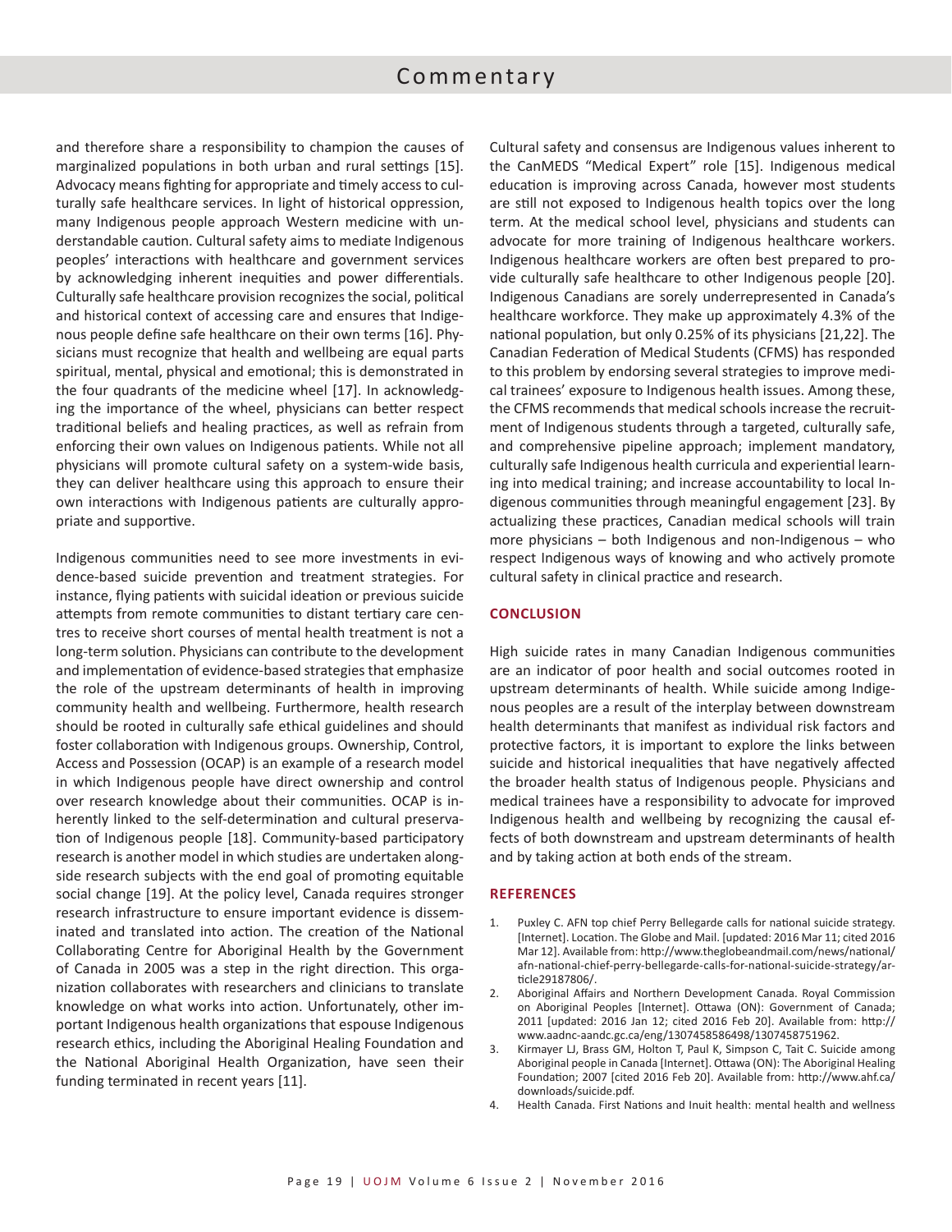and therefore share a responsibility to champion the causes of marginalized populations in both urban and rural settings [15]. Advocacy means fighting for appropriate and timely access to culturally safe healthcare services. In light of historical oppression, many Indigenous people approach Western medicine with understandable caution. Cultural safety aims to mediate Indigenous peoples' interactions with healthcare and government services by acknowledging inherent inequities and power differentials. Culturally safe healthcare provision recognizes the social, political and historical context of accessing care and ensures that Indigenous people define safe healthcare on their own terms [16]. Physicians must recognize that health and wellbeing are equal parts spiritual, mental, physical and emotional; this is demonstrated in the four quadrants of the medicine wheel [17]. In acknowledging the importance of the wheel, physicians can better respect traditional beliefs and healing practices, as well as refrain from enforcing their own values on Indigenous patients. While not all physicians will promote cultural safety on a system-wide basis, they can deliver healthcare using this approach to ensure their own interactions with Indigenous patients are culturally appropriate and supportive.

Indigenous communities need to see more investments in evidence-based suicide prevention and treatment strategies. For instance, flying patients with suicidal ideation or previous suicide attempts from remote communities to distant tertiary care centres to receive short courses of mental health treatment is not a long-term solution. Physicians can contribute to the development and implementation of evidence-based strategies that emphasize the role of the upstream determinants of health in improving community health and wellbeing. Furthermore, health research should be rooted in culturally safe ethical guidelines and should foster collaboration with Indigenous groups. Ownership, Control, Access and Possession (OCAP) is an example of a research model in which Indigenous people have direct ownership and control over research knowledge about their communities. OCAP is inherently linked to the self-determination and cultural preservation of Indigenous people [18]. Community-based participatory research is another model in which studies are undertaken alongside research subjects with the end goal of promoting equitable social change [19]. At the policy level, Canada requires stronger research infrastructure to ensure important evidence is disseminated and translated into action. The creation of the National Collaborating Centre for Aboriginal Health by the Government of Canada in 2005 was a step in the right direction. This organization collaborates with researchers and clinicians to translate knowledge on what works into action. Unfortunately, other important Indigenous health organizations that espouse Indigenous research ethics, including the Aboriginal Healing Foundation and the National Aboriginal Health Organization, have seen their funding terminated in recent years [11].

Cultural safety and consensus are Indigenous values inherent to the CanMEDS "Medical Expert" role [15]. Indigenous medical education is improving across Canada, however most students are still not exposed to Indigenous health topics over the long term. At the medical school level, physicians and students can advocate for more training of Indigenous healthcare workers. Indigenous healthcare workers are often best prepared to provide culturally safe healthcare to other Indigenous people [20]. Indigenous Canadians are sorely underrepresented in Canada's healthcare workforce. They make up approximately 4.3% of the national population, but only 0.25% of its physicians [21,22]. The Canadian Federation of Medical Students (CFMS) has responded to this problem by endorsing several strategies to improve medical trainees' exposure to Indigenous health issues. Among these, the CFMS recommends that medical schools increase the recruitment of Indigenous students through a targeted, culturally safe, and comprehensive pipeline approach; implement mandatory, culturally safe Indigenous health curricula and experiential learning into medical training; and increase accountability to local Indigenous communities through meaningful engagement [23]. By actualizing these practices, Canadian medical schools will train more physicians – both Indigenous and non-Indigenous – who respect Indigenous ways of knowing and who actively promote cultural safety in clinical practice and research.

## CONCLUSION

High suicide rates in many Canadian Indigenous communities are an indicator of poor health and social outcomes rooted in upstream determinants of health. While suicide among Indigenous peoples are a result of the interplay between downstream health determinants that manifest as individual risk factors and protective factors, it is important to explore the links between suicide and historical inequalities that have negatively affected the broader health status of Indigenous people. Physicians and medical trainees have a responsibility to advocate for improved Indigenous health and wellbeing by recognizing the causal effects of both downstream and upstream determinants of health and by taking action at both ends of the stream.

## REFERENCES

1. Puxley C. AFN top chief Perry Bellegarde calls for national suicide strategy. [Internet]. Location. The Globe and Mail. [updated: 2016 Mar 11; cited 2016 Mar 12]. Available from: http://www.theglobeandmail.com/news/national/afn-national-chief-perry-bellegarde-calls-for-national-suicide-strategy/article29187806/.
2. Aboriginal Affairs and Northern Development Canada. Royal Commission on Aboriginal Peoples [Internet]. Ottawa (ON): Government of Canada; 2011 [updated: 2016 Jan 12; cited 2016 Feb 20]. Available from: http://www.aadnc-aandc.gc.ca/eng/1307458586498/1307458751962.
3. Kirmayer LJ, Brass GM, Holton T, Paul K, Simpson C, Tait C. Suicide among Aboriginal people in Canada [Internet]. Ottawa (ON): The Aboriginal Healing Foundation; 2007 [cited 2016 Feb 20]. Available from: http://www.ahf.ca/downloads/suicide.pdf.
4. Health Canada. First Nations and Inuit health: mental health and wellness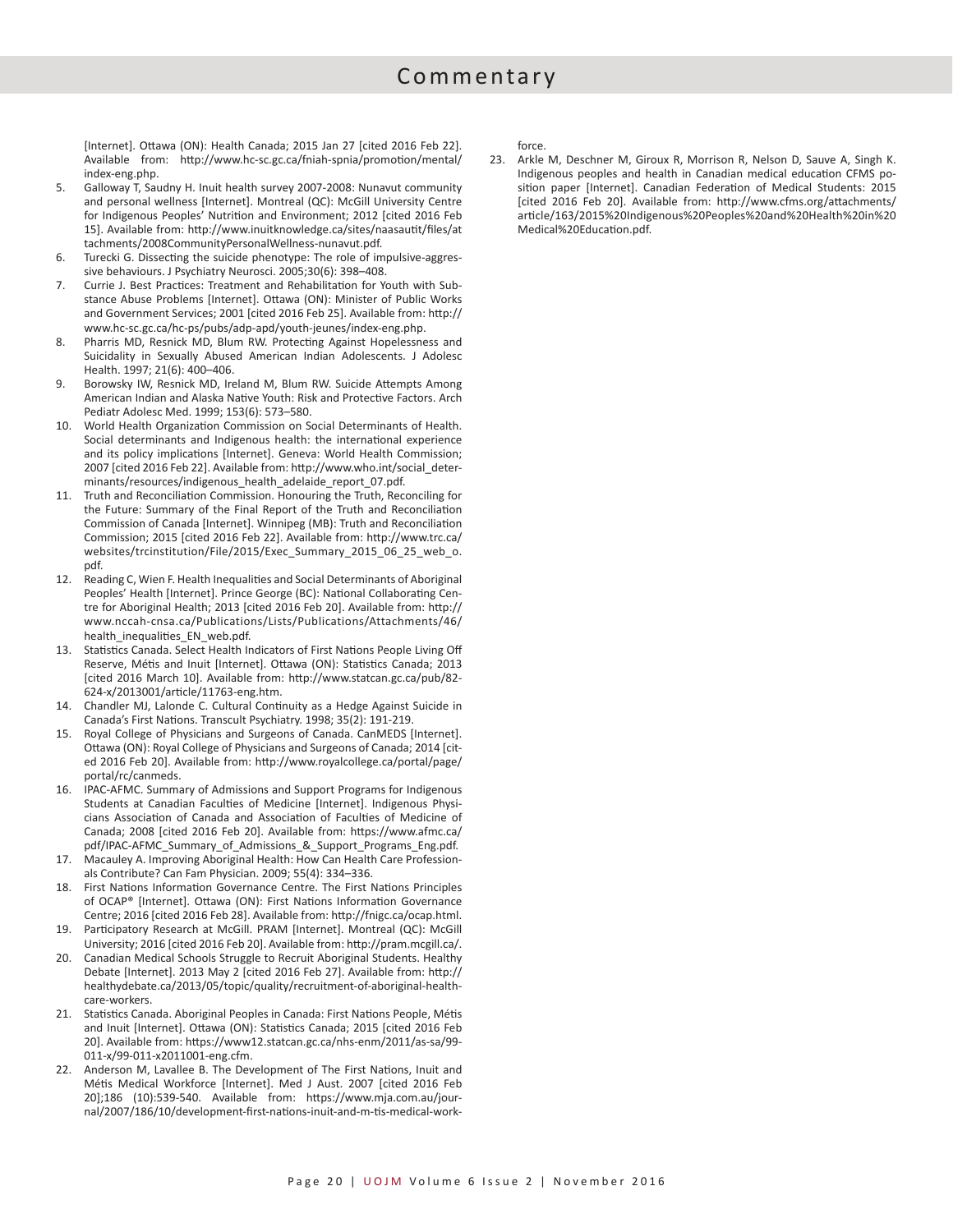[Internet]. Ottawa (ON): Health Canada; 2015 Jan 27 [cited 2016 Feb 22]. Available from: http://www.hc-sc.gc.ca/fniah-spnia/promotion/mental/index-eng.php.

5. Galloway T, Saudny H. Inuit health survey 2007-2008: Nunavut community and personal wellness [Internet]. Montreal (QC): McGill University Centre for Indigenous Peoples' Nutrition and Environment; 2012 [cited 2016 Feb 15]. Available from: http://www.inuitknowledge.ca/sites/naasautit/files/attachments/2008CommunityPersonalWellness-nunavut.pdf.
6. Turecki G. Dissecting the suicide phenotype: The role of impulsive-aggressive behaviours. J Psychiatry Neurosci. 2005;30(6): 398–408.
7. Currie J. Best Practices: Treatment and Rehabilitation for Youth with Substance Abuse Problems [Internet]. Ottawa (ON): Minister of Public Works and Government Services; 2001 [cited 2016 Feb 25]. Available from: http://www.hc-sc.gc.ca/hc-ps/pubs/adp-apd/youth-jeunes/index-eng.php.
8. Pharris MD, Resnick MD, Blum RW. Protecting Against Hopelessness and Suicidality in Sexually Abused American Indian Adolescents. J Adolesc Health. 1997; 21(6): 400–406.
9. Borowsky IW, Resnick MD, Ireland M, Blum RW. Suicide Attempts Among American Indian and Alaska Native Youth: Risk and Protective Factors. Arch Pediatr Adolesc Med. 1999; 153(6): 573–580.
10. World Health Organization Commission on Social Determinants of Health. Social determinants and Indigenous health: the international experience and its policy implications [Internet]. Geneva: World Health Commission; 2007 [cited 2016 Feb 22]. Available from: http://www.who.int/social_determinants/resources/indigenous_health_adelaide_report_07.pdf.
11. Truth and Reconciliation Commission. Honouring the Truth, Reconciling for the Future: Summary of the Final Report of the Truth and Reconciliation Commission of Canada [Internet]. Winnipeg (MB): Truth and Reconciliation Commission; 2015 [cited 2016 Feb 22]. Available from: http://www.trc.ca/websites/trcinstitution/File/2015/Exec_Summary_2015_06_25_web_o.pdf.
12. Reading C, Wien F. Health Inequalities and Social Determinants of Aboriginal Peoples' Health [Internet]. Prince George (BC): National Collaborating Centre for Aboriginal Health; 2013 [cited 2016 Feb 20]. Available from: http://www.nccah-cnsa.ca/Publications/Lists/Publications/Attachments/46/health_inequalities_EN_web.pdf.
13. Statistics Canada. Select Health Indicators of First Nations People Living Off Reserve, Métis and Inuit [Internet]. Ottawa (ON): Statistics Canada; 2013 [cited 2016 March 10]. Available from: http://www.statcan.gc.ca/pub/82-624-x/2013001/article/11763-eng.htm.
14. Chandler MJ, Lalonde C. Cultural Continuity as a Hedge Against Suicide in Canada's First Nations. Transcult Psychiatry. 1998; 35(2): 191-219.
15. Royal College of Physicians and Surgeons of Canada. CanMEDS [Internet]. Ottawa (ON): Royal College of Physicians and Surgeons of Canada; 2014 [cited 2016 Feb 20]. Available from: http://www.royalcollege.ca/portal/page/portal/rc/canmeds.
16. IPAC-AFMC. Summary of Admissions and Support Programs for Indigenous Students at Canadian Faculties of Medicine [Internet]. Indigenous Physicians Association of Canada and Association of Faculties of Medicine of Canada; 2008 [cited 2016 Feb 20]. Available from: https://www.afmc.ca/pdf/IPAC-AFMC_Summary_of_Admissions_&_Support_Programs_Eng.pdf.
17. Macauley A. Improving Aboriginal Health: How Can Health Care Professionals Contribute? Can Fam Physician. 2009; 55(4): 334–336.
18. First Nations Information Governance Centre. The First Nations Principles of OCAP® [Internet]. Ottawa (ON): First Nations Information Governance Centre; 2016 [cited 2016 Feb 28]. Available from: http://fnigc.ca/ocap.html.
19. Participatory Research at McGill. PRAM [Internet]. Montreal (QC): McGill University; 2016 [cited 2016 Feb 20]. Available from: http://pram.mcgill.ca/.
20. Canadian Medical Schools Struggle to Recruit Aboriginal Students. Healthy Debate [Internet]. 2013 May 2 [cited 2016 Feb 27]. Available from: http://healthydebate.ca/2013/05/topic/quality/recruitment-of-aboriginal-health-care-workers.
21. Statistics Canada. Aboriginal Peoples in Canada: First Nations People, Métis and Inuit [Internet]. Ottawa (ON): Statistics Canada; 2015 [cited 2016 Feb 20]. Available from: https://www12.statcan.gc.ca/nhs-enm/2011/as-sa/99-011-x/99-011-x2011001-eng.cfm.
22. Anderson M, Lavallee B. The Development of The First Nations, Inuit and Métis Medical Workforce [Internet]. Med J Aust. 2007 [cited 2016 Feb 20];186 (10):539-540. Available from: https://www.mja.com.au/journal/2007/186/10/development-first-nations-inuit-and-m-tis-medical-workforce.
23. Arkle M, Deschner M, Giroux R, Morrison R, Nelson D, Sauve A, Singh K. Indigenous peoples and health in Canadian medical education CFMS position paper [Internet]. Canadian Federation of Medical Students: 2015 [cited 2016 Feb 20]. Available from: http://www.cfms.org/attachments/article/163/2015%20Indigenous%20Peoples%20and%20Health%20in%20Medical%20Education.pdf.